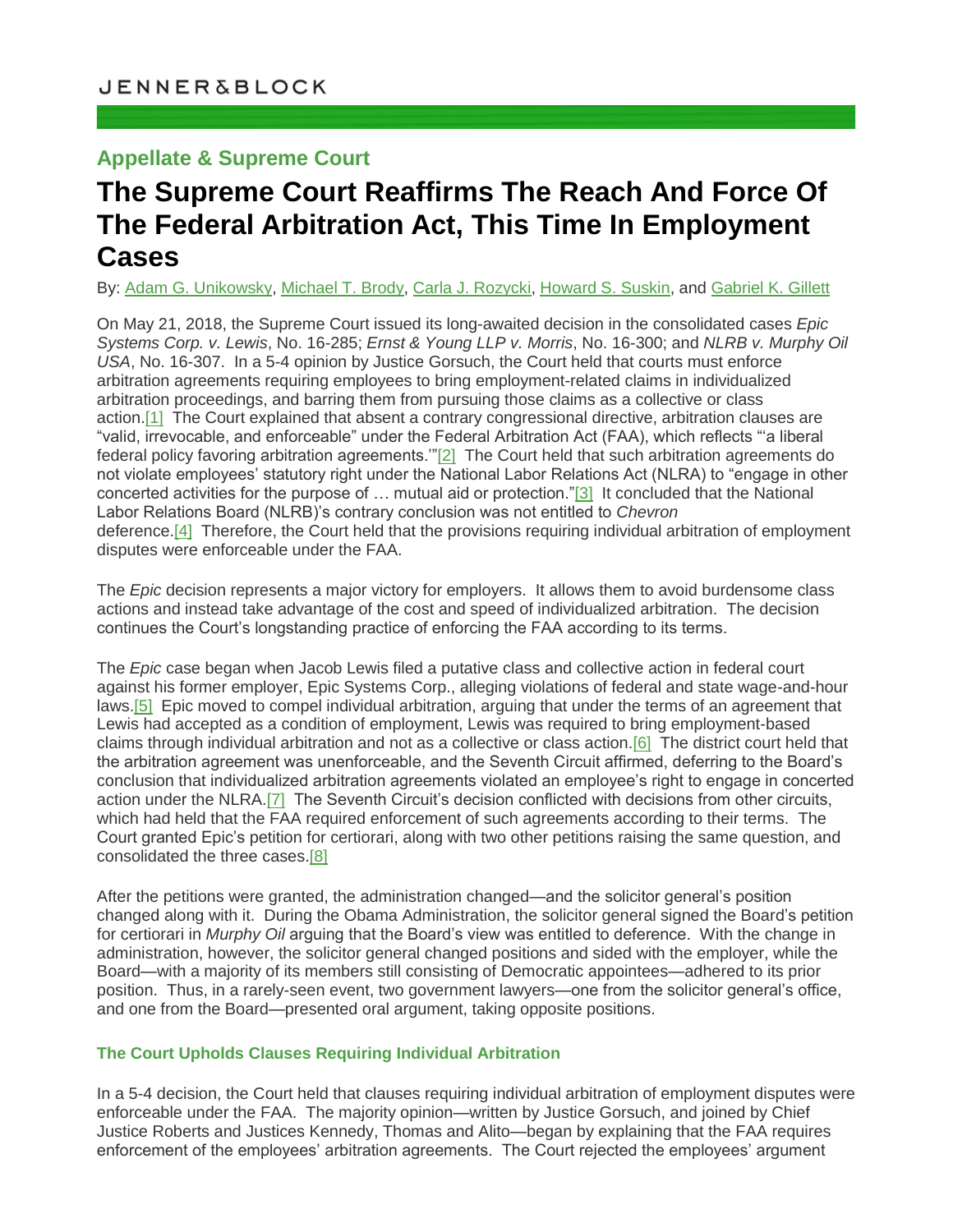JENNER&BLOCK

## Appellate & Supreme Court

# The Supreme Court Reaffirms The Reach And Force Of The Federal Arbitration Act, This Time In Employment Cases

By: Adam G. Unikowsky, Michael T. Brody, Carla J. Rozycki, Howard S. Suskin, and Gabriel K. Gillett

On May 21, 2018, the Supreme Court issued its long-awaited decision in the consolidated cases *Epic Systems Corp. v. Lewis*, No. 16-285; *Ernst & Young LLP v. Morris*, No. 16-300; and *NLRB v. Murphy Oil USA*, No. 16-307. In a 5-4 opinion by Justice Gorsuch, the Court held that courts must enforce arbitration agreements requiring employees to bring employment-related claims in individualized arbitration proceedings, and barring them from pursuing those claims as a collective or class action.[1] The Court explained that absent a contrary congressional directive, arbitration clauses are "valid, irrevocable, and enforceable" under the Federal Arbitration Act (FAA), which reflects "'a liberal federal policy favoring arbitration agreements.'"[2] The Court held that such arbitration agreements do not violate employees' statutory right under the National Labor Relations Act (NLRA) to "engage in other concerted activities for the purpose of … mutual aid or protection."[3] It concluded that the National Labor Relations Board (NLRB)'s contrary conclusion was not entitled to *Chevron* deference.[4] Therefore, the Court held that the provisions requiring individual arbitration of employment disputes were enforceable under the FAA.

The *Epic* decision represents a major victory for employers. It allows them to avoid burdensome class actions and instead take advantage of the cost and speed of individualized arbitration. The decision continues the Court's longstanding practice of enforcing the FAA according to its terms.

The *Epic* case began when Jacob Lewis filed a putative class and collective action in federal court against his former employer, Epic Systems Corp., alleging violations of federal and state wage-and-hour laws.[5] Epic moved to compel individual arbitration, arguing that under the terms of an agreement that Lewis had accepted as a condition of employment, Lewis was required to bring employment-based claims through individual arbitration and not as a collective or class action.[6] The district court held that the arbitration agreement was unenforceable, and the Seventh Circuit affirmed, deferring to the Board's conclusion that individualized arbitration agreements violated an employee's right to engage in concerted action under the NLRA.[7] The Seventh Circuit's decision conflicted with decisions from other circuits, which had held that the FAA required enforcement of such agreements according to their terms. The Court granted Epic's petition for certiorari, along with two other petitions raising the same question, and consolidated the three cases.[8]

After the petitions were granted, the administration changed—and the solicitor general's position changed along with it. During the Obama Administration, the solicitor general signed the Board's petition for certiorari in *Murphy Oil* arguing that the Board's view was entitled to deference. With the change in administration, however, the solicitor general changed positions and sided with the employer, while the Board—with a majority of its members still consisting of Democratic appointees—adhered to its prior position. Thus, in a rarely-seen event, two government lawyers—one from the solicitor general's office, and one from the Board—presented oral argument, taking opposite positions.

### The Court Upholds Clauses Requiring Individual Arbitration

In a 5-4 decision, the Court held that clauses requiring individual arbitration of employment disputes were enforceable under the FAA. The majority opinion—written by Justice Gorsuch, and joined by Chief Justice Roberts and Justices Kennedy, Thomas and Alito—began by explaining that the FAA requires enforcement of the employees' arbitration agreements. The Court rejected the employees' argument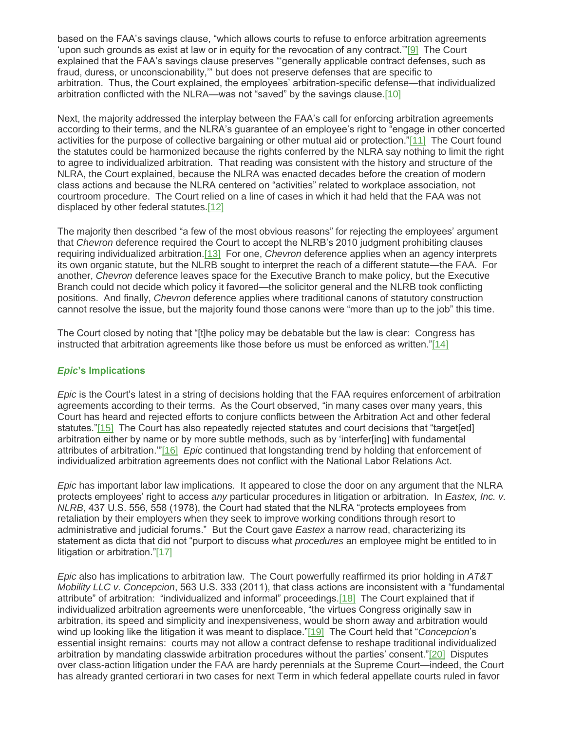based on the FAA's savings clause, "which allows courts to refuse to enforce arbitration agreements 'upon such grounds as exist at law or in equity for the revocation of any contract.'"[9] The Court explained that the FAA's savings clause preserves "'generally applicable contract defenses, such as fraud, duress, or unconscionability,'" but does not preserve defenses that are specific to arbitration. Thus, the Court explained, the employees' arbitration-specific defense—that individualized arbitration conflicted with the NLRA—was not "saved" by the savings clause.[10]

Next, the majority addressed the interplay between the FAA's call for enforcing arbitration agreements according to their terms, and the NLRA's guarantee of an employee's right to "engage in other concerted activities for the purpose of collective bargaining or other mutual aid or protection."[11] The Court found the statutes could be harmonized because the rights conferred by the NLRA say nothing to limit the right to agree to individualized arbitration. That reading was consistent with the history and structure of the NLRA, the Court explained, because the NLRA was enacted decades before the creation of modern class actions and because the NLRA centered on "activities" related to workplace association, not courtroom procedure. The Court relied on a line of cases in which it had held that the FAA was not displaced by other federal statutes.[12]

The majority then described "a few of the most obvious reasons" for rejecting the employees' argument that *Chevron* deference required the Court to accept the NLRB's 2010 judgment prohibiting clauses requiring individualized arbitration.[13] For one, *Chevron* deference applies when an agency interprets its own organic statute, but the NLRB sought to interpret the reach of a different statute—the FAA. For another, *Chevron* deference leaves space for the Executive Branch to make policy, but the Executive Branch could not decide which policy it favored—the solicitor general and the NLRB took conflicting positions. And finally, *Chevron* deference applies where traditional canons of statutory construction cannot resolve the issue, but the majority found those canons were "more than up to the job" this time.

The Court closed by noting that "[t]he policy may be debatable but the law is clear: Congress has instructed that arbitration agreements like those before us must be enforced as written."[14]

### *Epic*'s Implications

*Epic* is the Court's latest in a string of decisions holding that the FAA requires enforcement of arbitration agreements according to their terms. As the Court observed, "in many cases over many years, this Court has heard and rejected efforts to conjure conflicts between the Arbitration Act and other federal statutes."[15] The Court has also repeatedly rejected statutes and court decisions that "target[ed] arbitration either by name or by more subtle methods, such as by 'interfer[ing] with fundamental attributes of arbitration.'"[16] *Epic* continued that longstanding trend by holding that enforcement of individualized arbitration agreements does not conflict with the National Labor Relations Act.

*Epic* has important labor law implications. It appeared to close the door on any argument that the NLRA protects employees' right to access *any* particular procedures in litigation or arbitration. In *Eastex, Inc. v. NLRB*, 437 U.S. 556, 558 (1978), the Court had stated that the NLRA "protects employees from retaliation by their employers when they seek to improve working conditions through resort to administrative and judicial forums." But the Court gave *Eastex* a narrow read, characterizing its statement as dicta that did not "purport to discuss what *procedures* an employee might be entitled to in litigation or arbitration."[17]

*Epic* also has implications to arbitration law. The Court powerfully reaffirmed its prior holding in *AT&T Mobility LLC v. Concepcion*, 563 U.S. 333 (2011), that class actions are inconsistent with a "fundamental attribute" of arbitration: "individualized and informal" proceedings.[18] The Court explained that if individualized arbitration agreements were unenforceable, "the virtues Congress originally saw in arbitration, its speed and simplicity and inexpensiveness, would be shorn away and arbitration would wind up looking like the litigation it was meant to displace."[19] The Court held that "*Concepcion*'s essential insight remains: courts may not allow a contract defense to reshape traditional individualized arbitration by mandating classwide arbitration procedures without the parties' consent."[20] Disputes over class-action litigation under the FAA are hardy perennials at the Supreme Court—indeed, the Court has already granted certiorari in two cases for next Term in which federal appellate courts ruled in favor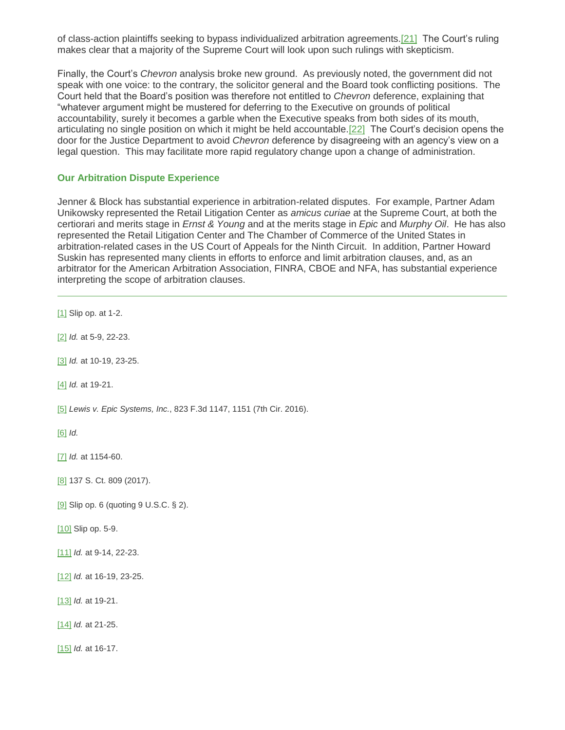of class-action plaintiffs seeking to bypass individualized arbitration agreements.[21] The Court's ruling makes clear that a majority of the Supreme Court will look upon such rulings with skepticism.

Finally, the Court's *Chevron* analysis broke new ground. As previously noted, the government did not speak with one voice: to the contrary, the solicitor general and the Board took conflicting positions. The Court held that the Board's position was therefore not entitled to *Chevron* deference, explaining that "whatever argument might be mustered for deferring to the Executive on grounds of political accountability, surely it becomes a garble when the Executive speaks from both sides of its mouth, articulating no single position on which it might be held accountable.[22] The Court's decision opens the door for the Justice Department to avoid *Chevron* deference by disagreeing with an agency's view on a legal question. This may facilitate more rapid regulatory change upon a change of administration.

### Our Arbitration Dispute Experience

Jenner & Block has substantial experience in arbitration-related disputes. For example, Partner Adam Unikowsky represented the Retail Litigation Center as *amicus curiae* at the Supreme Court, at both the certiorari and merits stage in *Ernst & Young* and at the merits stage in *Epic* and *Murphy Oil*. He has also represented the Retail Litigation Center and The Chamber of Commerce of the United States in arbitration-related cases in the US Court of Appeals for the Ninth Circuit. In addition, Partner Howard Suskin has represented many clients in efforts to enforce and limit arbitration clauses, and, as an arbitrator for the American Arbitration Association, FINRA, CBOE and NFA, has substantial experience interpreting the scope of arbitration clauses.

---

[1] Slip op. at 1-2.

[2] *Id.* at 5-9, 22-23.

[3] *Id.* at 10-19, 23-25.

[4] *Id.* at 19-21.

[5] *Lewis v. Epic Systems, Inc.*, 823 F.3d 1147, 1151 (7th Cir. 2016).

[6] *Id.*

[7] *Id.* at 1154-60.

[8] 137 S. Ct. 809 (2017).

[9] Slip op. 6 (quoting 9 U.S.C. § 2).

[10] Slip op. 5-9.

[11] *Id.* at 9-14, 22-23.

[12] *Id.* at 16-19, 23-25.

[13] *Id.* at 19-21.

[14] *Id.* at 21-25.

[15] *Id.* at 16-17.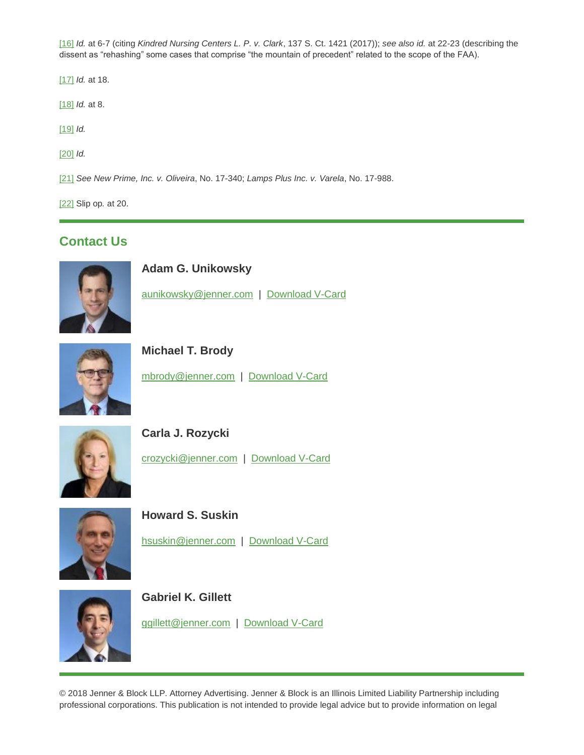[16] *Id.* at 6-7 (citing *Kindred Nursing Centers L. P. v. Clark*, 137 S. Ct. 1421 (2017)); *see also id.* at 22-23 (describing the dissent as "rehashing" some cases that comprise "the mountain of precedent" related to the scope of the FAA).

[17] *Id.* at 18.

[18] *Id.* at 8.

[19] *Id.*

[20] *Id.*

[21] *See New Prime, Inc. v. Oliveira*, No. 17-340; *Lamps Plus Inc. v. Varela*, No. 17-988.

[22] Slip op*.* at 20.

## Contact Us

**Adam G. Unikowsky**

aunikowsky@jenner.com | Download V-Card

**Michael T. Brody**

mbrody@jenner.com | Download V-Card

**Carla J. Rozycki**

crozycki@jenner.com | Download V-Card

**Howard S. Suskin**

hsuskin@jenner.com | Download V-Card

**Gabriel K. Gillett**

ggillett@jenner.com | Download V-Card

© 2018 Jenner & Block LLP. Attorney Advertising. Jenner & Block is an Illinois Limited Liability Partnership including professional corporations. This publication is not intended to provide legal advice but to provide information on legal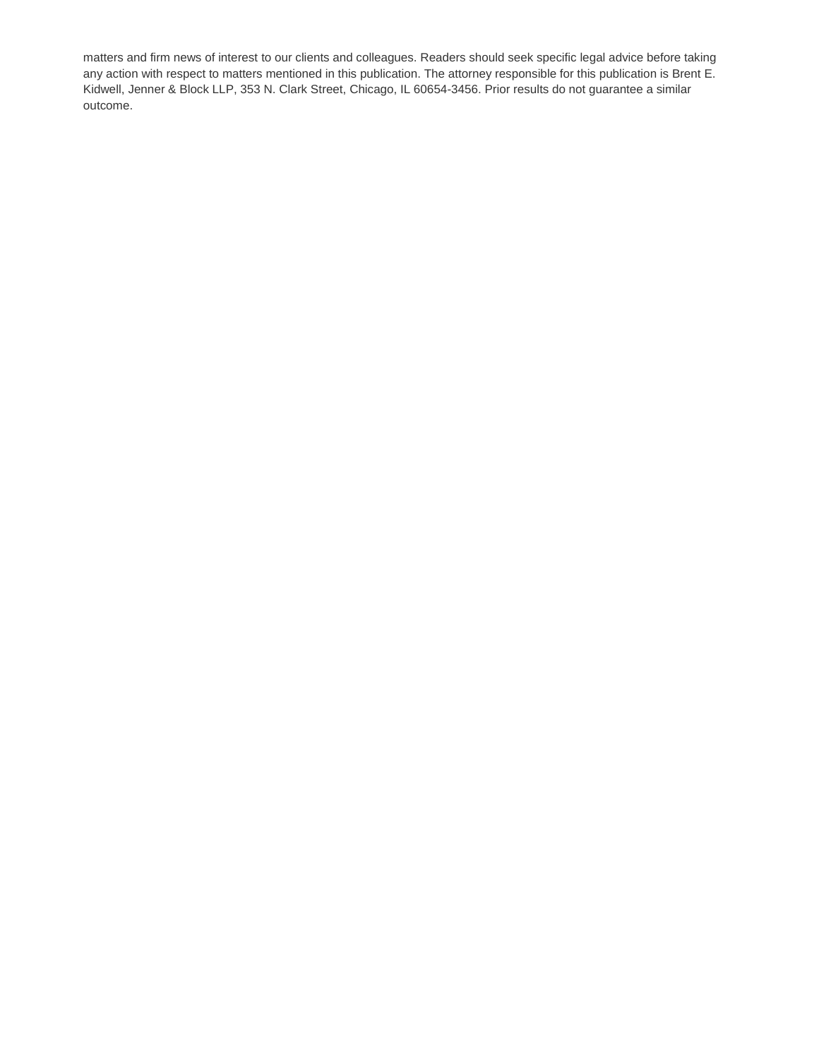matters and firm news of interest to our clients and colleagues. Readers should seek specific legal advice before taking any action with respect to matters mentioned in this publication. The attorney responsible for this publication is Brent E. Kidwell, Jenner & Block LLP, 353 N. Clark Street, Chicago, IL 60654-3456. Prior results do not guarantee a similar outcome.